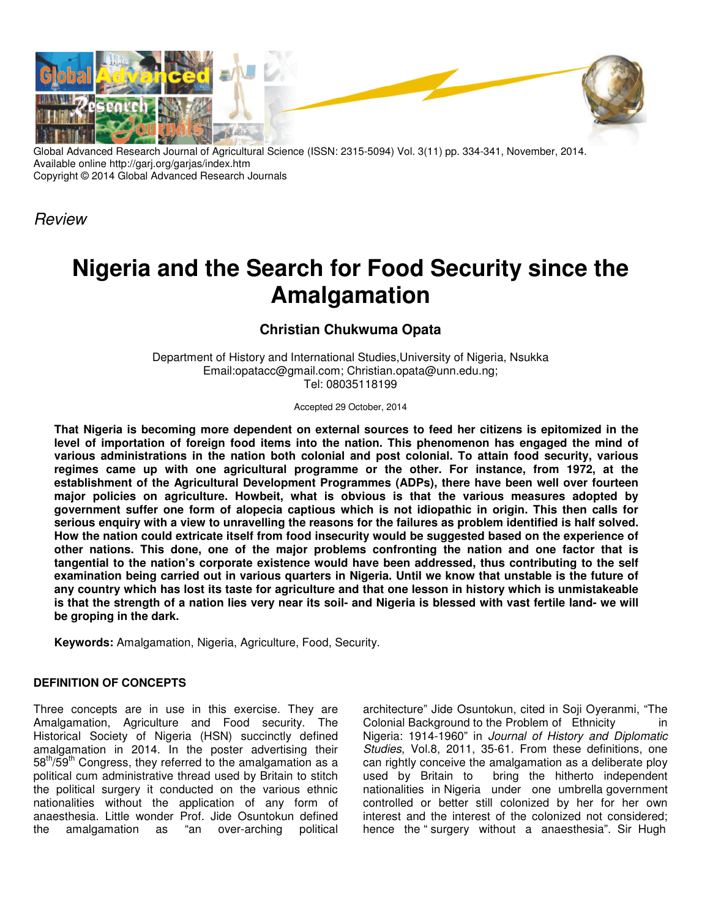Global Advanced Research Journal of Agricultural Science (ISSN: 2315-5094) Vol. 3(11) pp. 334-341, November, 2014.
Available online http://garj.org/garjas/index.htm
Copyright © 2014 Global Advanced Research Journals

*Review*

# Nigeria and the Search for Food Security since the Amalgamation

**Christian Chukwuma Opata**

Department of History and International Studies,University of Nigeria, Nsukka
Email:opatacc@gmail.com; Christian.opata@unn.edu.ng;
Tel: 08035118199

Accepted 29 October, 2014

**That Nigeria is becoming more dependent on external sources to feed her citizens is epitomized in the level of importation of foreign food items into the nation. This phenomenon has engaged the mind of various administrations in the nation both colonial and post colonial. To attain food security, various regimes came up with one agricultural programme or the other. For instance, from 1972, at the establishment of the Agricultural Development Programmes (ADPs), there have been well over fourteen major policies on agriculture. Howbeit, what is obvious is that the various measures adopted by government suffer one form of alopecia captious which is not idiopathic in origin. This then calls for serious enquiry with a view to unravelling the reasons for the failures as problem identified is half solved. How the nation could extricate itself from food insecurity would be suggested based on the experience of other nations. This done, one of the major problems confronting the nation and one factor that is tangential to the nation's corporate existence would have been addressed, thus contributing to the self examination being carried out in various quarters in Nigeria. Until we know that unstable is the future of any country which has lost its taste for agriculture and that one lesson in history which is unmistakeable is that the strength of a nation lies very near its soil- and Nigeria is blessed with vast fertile land- we will be groping in the dark.**

**Keywords:** Amalgamation, Nigeria, Agriculture, Food, Security.

## DEFINITION OF CONCEPTS

Three concepts are in use in this exercise. They are Amalgamation, Agriculture and Food security. The Historical Society of Nigeria (HSN) succinctly defined amalgamation in 2014. In the poster advertising their 58th/59th Congress, they referred to the amalgamation as a political cum administrative thread used by Britain to stitch the political surgery it conducted on the various ethnic nationalities without the application of any form of anaesthesia. Little wonder Prof. Jide Osuntokun defined the amalgamation as "an over-arching political architecture" Jide Osuntokun, cited in Soji Oyeranmi, "The Colonial Background to the Problem of Ethnicity in Nigeria: 1914-1960" in *Journal of History and Diplomatic Studies*, Vol.8, 2011, 35-61. From these definitions, one can rightly conceive the amalgamation as a deliberate ploy used by Britain to bring the hitherto independent nationalities in Nigeria under one umbrella government controlled or better still colonized by her for her own interest and the interest of the colonized not considered; hence the " surgery without a anaesthesia". Sir Hugh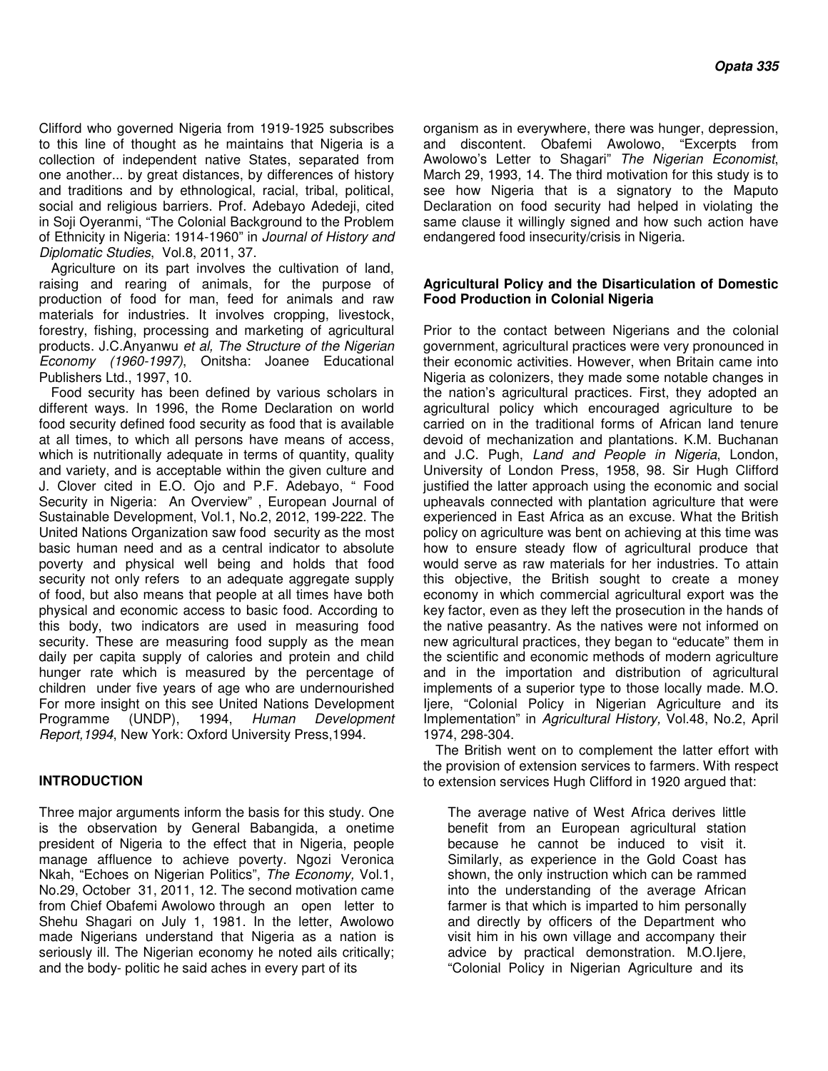Clifford who governed Nigeria from 1919-1925 subscribes to this line of thought as he maintains that Nigeria is a collection of independent native States, separated from one another... by great distances, by differences of history and traditions and by ethnological, racial, tribal, political, social and religious barriers. Prof. Adebayo Adedeji, cited in Soji Oyeranmi, "The Colonial Background to the Problem of Ethnicity in Nigeria: 1914-1960" in *Journal of History and Diplomatic Studies*, Vol.8, 2011, 37.

Agriculture on its part involves the cultivation of land, raising and rearing of animals, for the purpose of production of food for man, feed for animals and raw materials for industries. It involves cropping, livestock, forestry, fishing, processing and marketing of agricultural products. J.C.Anyanwu *et al, The Structure of the Nigerian Economy (1960-1997)*, Onitsha: Joanee Educational Publishers Ltd., 1997, 10.

Food security has been defined by various scholars in different ways. In 1996, the Rome Declaration on world food security defined food security as food that is available at all times, to which all persons have means of access, which is nutritionally adequate in terms of quantity, quality and variety, and is acceptable within the given culture and J. Clover cited in E.O. Ojo and P.F. Adebayo, " Food Security in Nigeria: An Overview" , European Journal of Sustainable Development, Vol.1, No.2, 2012, 199-222. The United Nations Organization saw food security as the most basic human need and as a central indicator to absolute poverty and physical well being and holds that food security not only refers to an adequate aggregate supply of food, but also means that people at all times have both physical and economic access to basic food. According to this body, two indicators are used in measuring food security. These are measuring food supply as the mean daily per capita supply of calories and protein and child hunger rate which is measured by the percentage of children under five years of age who are undernourished For more insight on this see United Nations Development Programme (UNDP), 1994, *Human Development Report,1994*, New York: Oxford University Press,1994.

## INTRODUCTION

Three major arguments inform the basis for this study. One is the observation by General Babangida, a onetime president of Nigeria to the effect that in Nigeria, people manage affluence to achieve poverty. Ngozi Veronica Nkah, "Echoes on Nigerian Politics", *The Economy,* Vol.1, No.29, October 31, 2011, 12. The second motivation came from Chief Obafemi Awolowo through an open letter to Shehu Shagari on July 1, 1981. In the letter, Awolowo made Nigerians understand that Nigeria as a nation is seriously ill. The Nigerian economy he noted ails critically; and the body- politic he said aches in every part of its organism as in everywhere, there was hunger, depression, and discontent. Obafemi Awolowo, "Excerpts from Awolowo's Letter to Shagari" *The Nigerian Economist*, March 29, 1993, 14. The third motivation for this study is to see how Nigeria that is a signatory to the Maputo Declaration on food security had helped in violating the same clause it willingly signed and how such action have endangered food insecurity/crisis in Nigeria.

## Agricultural Policy and the Disarticulation of Domestic Food Production in Colonial Nigeria

Prior to the contact between Nigerians and the colonial government, agricultural practices were very pronounced in their economic activities. However, when Britain came into Nigeria as colonizers, they made some notable changes in the nation's agricultural practices. First, they adopted an agricultural policy which encouraged agriculture to be carried on in the traditional forms of African land tenure devoid of mechanization and plantations. K.M. Buchanan and J.C. Pugh, *Land and People in Nigeria*, London, University of London Press, 1958, 98. Sir Hugh Clifford justified the latter approach using the economic and social upheavals connected with plantation agriculture that were experienced in East Africa as an excuse. What the British policy on agriculture was bent on achieving at this time was how to ensure steady flow of agricultural produce that would serve as raw materials for her industries. To attain this objective, the British sought to create a money economy in which commercial agricultural export was the key factor, even as they left the prosecution in the hands of the native peasantry. As the natives were not informed on new agricultural practices, they began to "educate" them in the scientific and economic methods of modern agriculture and in the importation and distribution of agricultural implements of a superior type to those locally made. M.O. Ijere, "Colonial Policy in Nigerian Agriculture and its Implementation" in *Agricultural History,* Vol.48, No.2, April 1974, 298-304.

The British went on to complement the latter effort with the provision of extension services to farmers. With respect to extension services Hugh Clifford in 1920 argued that:

> The average native of West Africa derives little benefit from an European agricultural station because he cannot be induced to visit it. Similarly, as experience in the Gold Coast has shown, the only instruction which can be rammed into the understanding of the average African farmer is that which is imparted to him personally and directly by officers of the Department who visit him in his own village and accompany their advice by practical demonstration. M.O.Ijere, "Colonial Policy in Nigerian Agriculture and its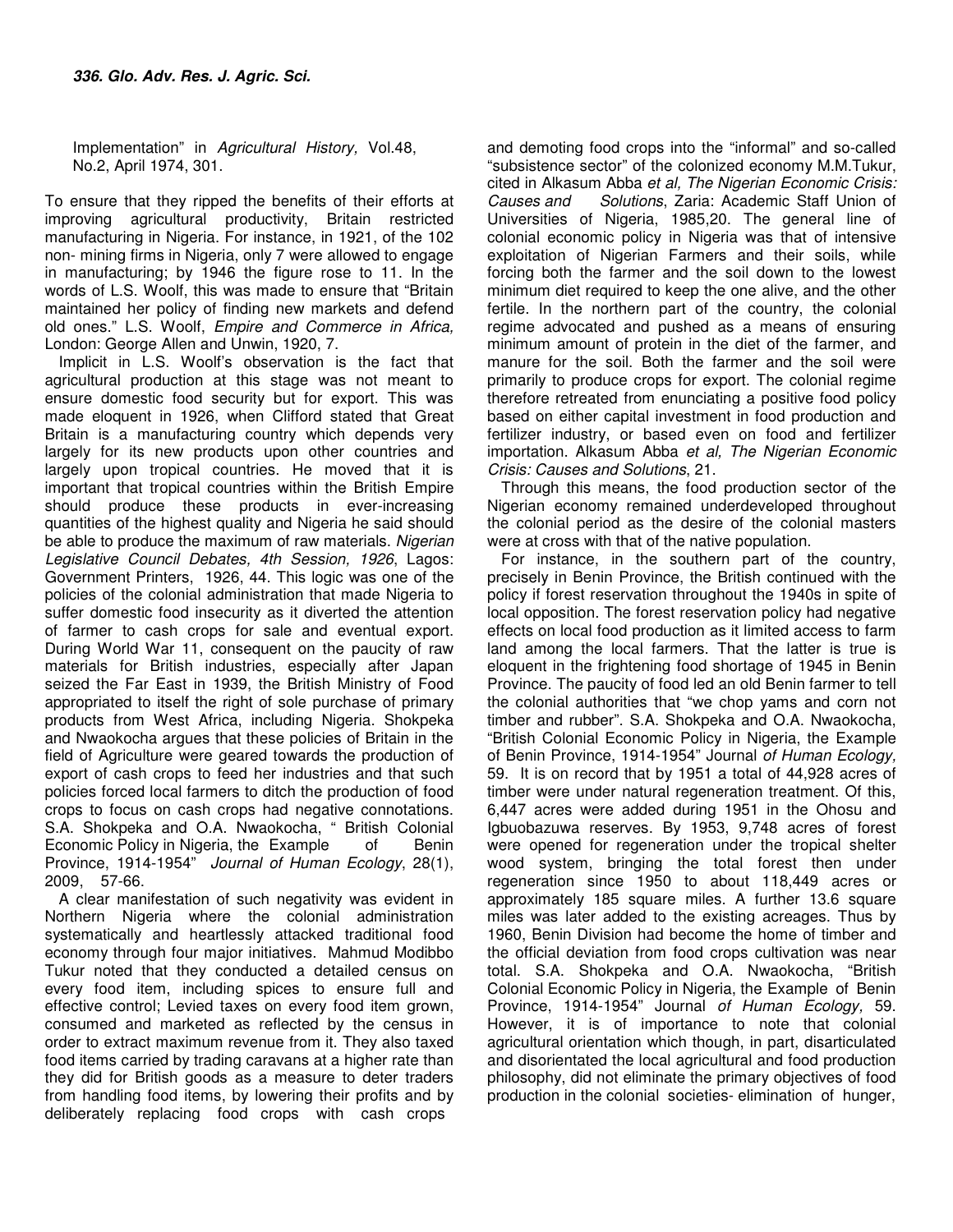Implementation" in *Agricultural History,* Vol.48, No.2, April 1974, 301.

To ensure that they ripped the benefits of their efforts at improving agricultural productivity, Britain restricted manufacturing in Nigeria. For instance, in 1921, of the 102 non- mining firms in Nigeria, only 7 were allowed to engage in manufacturing; by 1946 the figure rose to 11. In the words of L.S. Woolf, this was made to ensure that "Britain maintained her policy of finding new markets and defend old ones." L.S. Woolf, *Empire and Commerce in Africa,* London: George Allen and Unwin, 1920, 7.

Implicit in L.S. Woolf's observation is the fact that agricultural production at this stage was not meant to ensure domestic food security but for export. This was made eloquent in 1926, when Clifford stated that Great Britain is a manufacturing country which depends very largely for its new products upon other countries and largely upon tropical countries. He moved that it is important that tropical countries within the British Empire should produce these products in ever-increasing quantities of the highest quality and Nigeria he said should be able to produce the maximum of raw materials. *Nigerian Legislative Council Debates, 4th Session, 1926*, Lagos: Government Printers, 1926, 44. This logic was one of the policies of the colonial administration that made Nigeria to suffer domestic food insecurity as it diverted the attention of farmer to cash crops for sale and eventual export. During World War 11, consequent on the paucity of raw materials for British industries, especially after Japan seized the Far East in 1939, the British Ministry of Food appropriated to itself the right of sole purchase of primary products from West Africa, including Nigeria. Shokpeka and Nwaokocha argues that these policies of Britain in the field of Agriculture were geared towards the production of export of cash crops to feed her industries and that such policies forced local farmers to ditch the production of food crops to focus on cash crops had negative connotations. S.A. Shokpeka and O.A. Nwaokocha, " British Colonial Economic Policy in Nigeria, the Example of Benin Province, 1914-1954" *Journal of Human Ecology*, 28(1), 2009, 57-66.

A clear manifestation of such negativity was evident in Northern Nigeria where the colonial administration systematically and heartlessly attacked traditional food economy through four major initiatives. Mahmud Modibbo Tukur noted that they conducted a detailed census on every food item, including spices to ensure full and effective control; Levied taxes on every food item grown, consumed and marketed as reflected by the census in order to extract maximum revenue from it. They also taxed food items carried by trading caravans at a higher rate than they did for British goods as a measure to deter traders from handling food items, by lowering their profits and by deliberately replacing food crops with cash crops and demoting food crops into the "informal" and so-called "subsistence sector" of the colonized economy M.M.Tukur, cited in Alkasum Abba *et al, The Nigerian Economic Crisis: Causes and Solutions*, Zaria: Academic Staff Union of Universities of Nigeria, 1985,20. The general line of colonial economic policy in Nigeria was that of intensive exploitation of Nigerian Farmers and their soils, while forcing both the farmer and the soil down to the lowest minimum diet required to keep the one alive, and the other fertile. In the northern part of the country, the colonial regime advocated and pushed as a means of ensuring minimum amount of protein in the diet of the farmer, and manure for the soil. Both the farmer and the soil were primarily to produce crops for export. The colonial regime therefore retreated from enunciating a positive food policy based on either capital investment in food production and fertilizer industry, or based even on food and fertilizer importation. Alkasum Abba *et al, The Nigerian Economic Crisis: Causes and Solutions*, 21.

Through this means, the food production sector of the Nigerian economy remained underdeveloped throughout the colonial period as the desire of the colonial masters were at cross with that of the native population.

For instance, in the southern part of the country, precisely in Benin Province, the British continued with the policy if forest reservation throughout the 1940s in spite of local opposition. The forest reservation policy had negative effects on local food production as it limited access to farm land among the local farmers. That the latter is true is eloquent in the frightening food shortage of 1945 in Benin Province. The paucity of food led an old Benin farmer to tell the colonial authorities that "we chop yams and corn not timber and rubber". S.A. Shokpeka and O.A. Nwaokocha, "British Colonial Economic Policy in Nigeria, the Example of Benin Province, 1914-1954" Journal *of Human Ecology,* 59. It is on record that by 1951 a total of 44,928 acres of timber were under natural regeneration treatment. Of this, 6,447 acres were added during 1951 in the Ohosu and Igbuobazuwa reserves. By 1953, 9,748 acres of forest were opened for regeneration under the tropical shelter wood system, bringing the total forest then under regeneration since 1950 to about 118,449 acres or approximately 185 square miles. A further 13.6 square miles was later added to the existing acreages. Thus by 1960, Benin Division had become the home of timber and the official deviation from food crops cultivation was near total. S.A. Shokpeka and O.A. Nwaokocha, "British Colonial Economic Policy in Nigeria, the Example of Benin Province, 1914-1954" Journal *of Human Ecology,* 59. However, it is of importance to note that colonial agricultural orientation which though, in part, disarticulated and disorientated the local agricultural and food production philosophy, did not eliminate the primary objectives of food production in the colonial societies- elimination of hunger,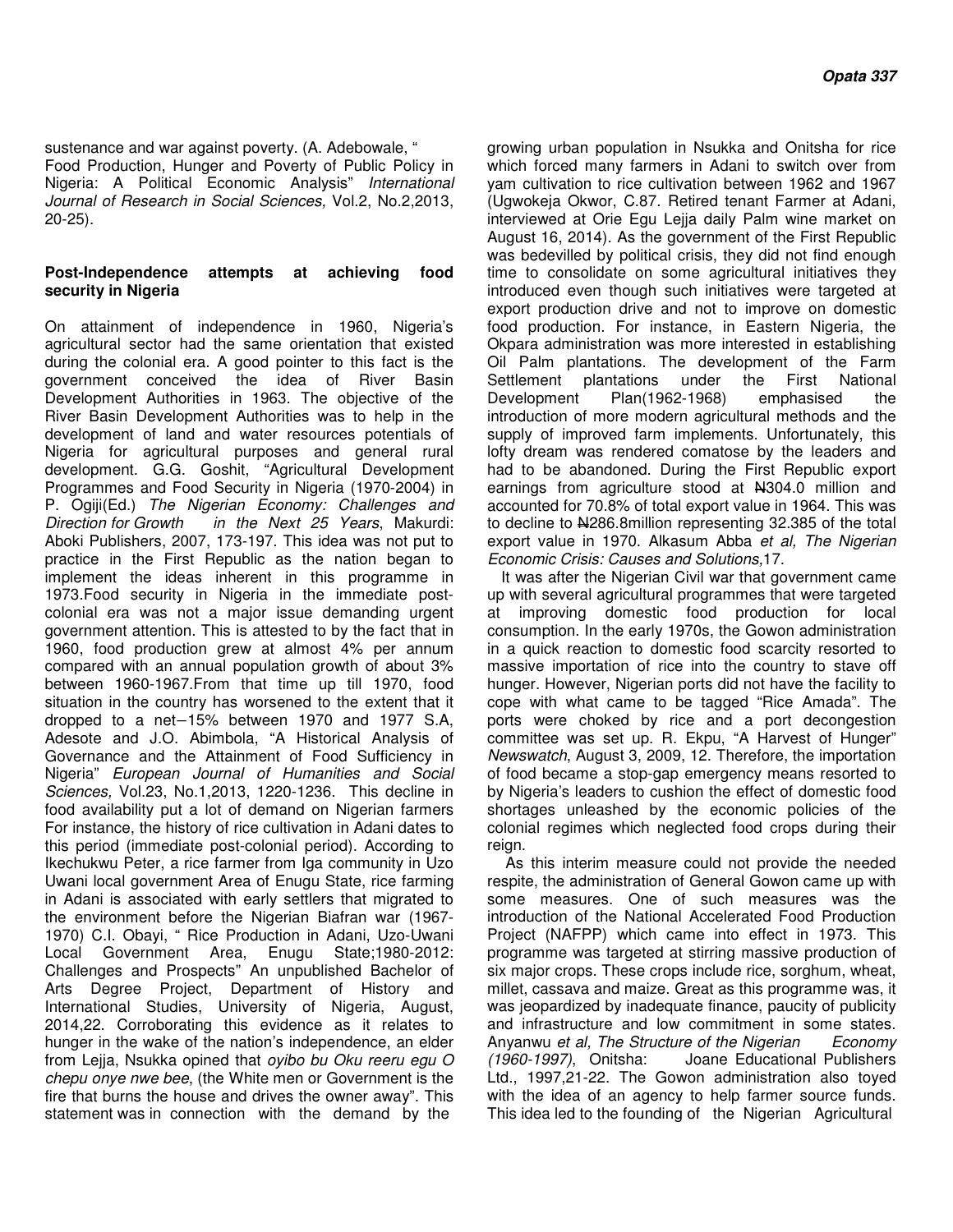sustenance and war against poverty. (A. Adebowale, " Food Production, Hunger and Poverty of Public Policy in Nigeria: A Political Economic Analysis" *International Journal of Research in Social Sciences,* Vol.2, No.2,2013, 20-25).

### Post-Independence attempts at achieving food security in Nigeria

On attainment of independence in 1960, Nigeria's agricultural sector had the same orientation that existed during the colonial era. A good pointer to this fact is the government conceived the idea of River Basin Development Authorities in 1963. The objective of the River Basin Development Authorities was to help in the development of land and water resources potentials of Nigeria for agricultural purposes and general rural development. G.G. Goshit, "Agricultural Development Programmes and Food Security in Nigeria (1970-2004) in P. Ogiji(Ed.) *The Nigerian Economy: Challenges and Direction for Growth in the Next 25 Years*, Makurdi: Aboki Publishers, 2007, 173-197. This idea was not put to practice in the First Republic as the nation began to implement the ideas inherent in this programme in 1973.Food security in Nigeria in the immediate post-colonial era was not a major issue demanding urgent government attention. This is attested to by the fact that in 1960, food production grew at almost 4% per annum compared with an annual population growth of about 3% between 1960-1967.From that time up till 1970, food situation in the country has worsened to the extent that it dropped to a net−15% between 1970 and 1977 S.A, Adesote and J.O. Abimbola, "A Historical Analysis of Governance and the Attainment of Food Sufficiency in Nigeria" *European Journal of Humanities and Social Sciences,* Vol.23, No.1,2013, 1220-1236. This decline in food availability put a lot of demand on Nigerian farmers For instance, the history of rice cultivation in Adani dates to this period (immediate post-colonial period). According to Ikechukwu Peter, a rice farmer from Iga community in Uzo Uwani local government Area of Enugu State, rice farming in Adani is associated with early settlers that migrated to the environment before the Nigerian Biafran war (1967-1970) C.I. Obayi, " Rice Production in Adani, Uzo-Uwani Local Government Area, Enugu State;1980-2012: Challenges and Prospects" An unpublished Bachelor of Arts Degree Project, Department of History and International Studies, University of Nigeria, August, 2014,22. Corroborating this evidence as it relates to hunger in the wake of the nation's independence, an elder from Lejja, Nsukka opined that *oyibo bu Oku reeru egu O chepu onye nwe bee*, (the White men or Government is the fire that burns the house and drives the owner away". This statement was in connection with the demand by the growing urban population in Nsukka and Onitsha for rice which forced many farmers in Adani to switch over from yam cultivation to rice cultivation between 1962 and 1967 (Ugwokeja Okwor, C.87. Retired tenant Farmer at Adani, interviewed at Orie Egu Lejja daily Palm wine market on August 16, 2014). As the government of the First Republic was bedevilled by political crisis, they did not find enough time to consolidate on some agricultural initiatives they introduced even though such initiatives were targeted at export production drive and not to improve on domestic food production. For instance, in Eastern Nigeria, the Okpara administration was more interested in establishing Oil Palm plantations. The development of the Farm Settlement plantations under the First National Development Plan(1962-1968) emphasised the introduction of more modern agricultural methods and the supply of improved farm implements. Unfortunately, this lofty dream was rendered comatose by the leaders and had to be abandoned. During the First Republic export earnings from agriculture stood at ₦304.0 million and accounted for 70.8% of total export value in 1964. This was to decline to ₦286.8million representing 32.385 of the total export value in 1970. Alkasum Abba *et al, The Nigerian Economic Crisis: Causes and Solutions,*17.

It was after the Nigerian Civil war that government came up with several agricultural programmes that were targeted at improving domestic food production for local consumption. In the early 1970s, the Gowon administration in a quick reaction to domestic food scarcity resorted to massive importation of rice into the country to stave off hunger. However, Nigerian ports did not have the facility to cope with what came to be tagged "Rice Amada". The ports were choked by rice and a port decongestion committee was set up. R. Ekpu, "A Harvest of Hunger" *Newswatch*, August 3, 2009, 12. Therefore, the importation of food became a stop-gap emergency means resorted to by Nigeria's leaders to cushion the effect of domestic food shortages unleashed by the economic policies of the colonial regimes which neglected food crops during their reign.

As this interim measure could not provide the needed respite, the administration of General Gowon came up with some measures. One of such measures was the introduction of the National Accelerated Food Production Project (NAFPP) which came into effect in 1973. This programme was targeted at stirring massive production of six major crops. These crops include rice, sorghum, wheat, millet, cassava and maize. Great as this programme was, it was jeopardized by inadequate finance, paucity of publicity and infrastructure and low commitment in some states. Anyanwu *et al, The Structure of the Nigerian Economy (1960-1997),* Onitsha: Joane Educational Publishers Ltd., 1997,21-22. The Gowon administration also toyed with the idea of an agency to help farmer source funds. This idea led to the founding of the Nigerian Agricultural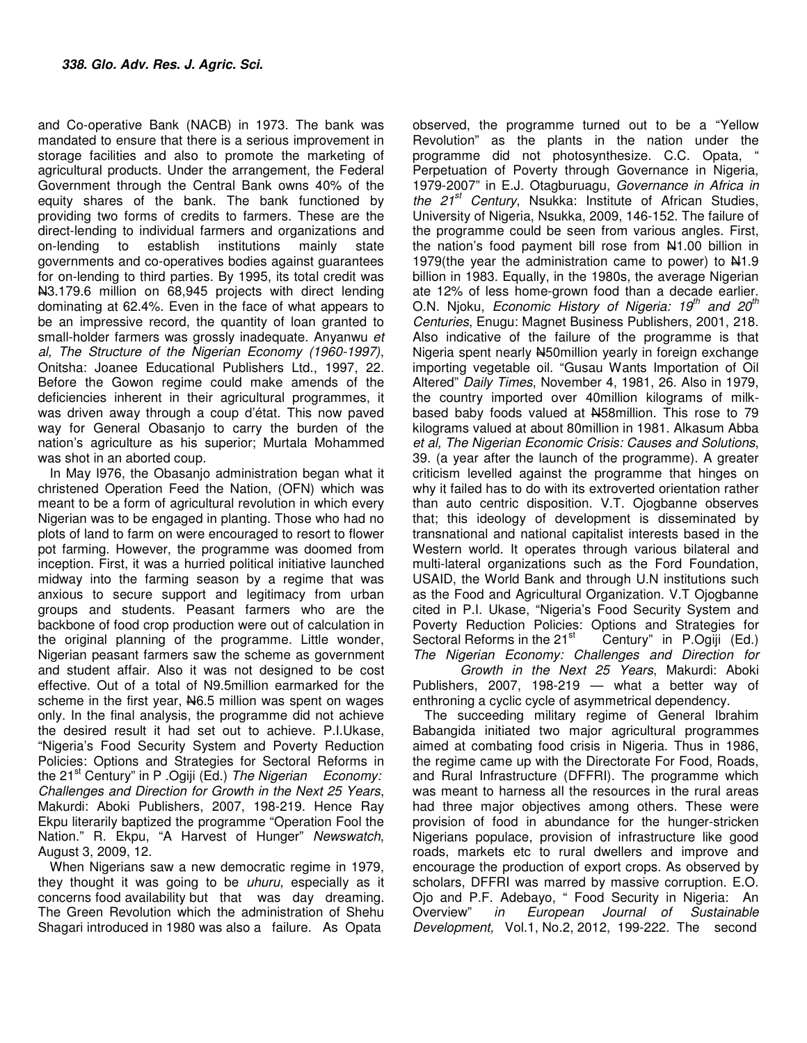and Co-operative Bank (NACB) in 1973. The bank was mandated to ensure that there is a serious improvement in storage facilities and also to promote the marketing of agricultural products. Under the arrangement, the Federal Government through the Central Bank owns 40% of the equity shares of the bank. The bank functioned by providing two forms of credits to farmers. These are the direct-lending to individual farmers and organizations and on-lending to establish institutions mainly state governments and co-operatives bodies against guarantees for on-lending to third parties. By 1995, its total credit was ₦3.179.6 million on 68,945 projects with direct lending dominating at 62.4%. Even in the face of what appears to be an impressive record, the quantity of loan granted to small-holder farmers was grossly inadequate. Anyanwu *et al, The Structure of the Nigerian Economy (1960-1997)*, Onitsha: Joanee Educational Publishers Ltd., 1997, 22. Before the Gowon regime could make amends of the deficiencies inherent in their agricultural programmes, it was driven away through a coup d'état. This now paved way for General Obasanjo to carry the burden of the nation's agriculture as his superior; Murtala Mohammed was shot in an aborted coup.

In May I976, the Obasanjo administration began what it christened Operation Feed the Nation, (OFN) which was meant to be a form of agricultural revolution in which every Nigerian was to be engaged in planting. Those who had no plots of land to farm on were encouraged to resort to flower pot farming. However, the programme was doomed from inception. First, it was a hurried political initiative launched midway into the farming season by a regime that was anxious to secure support and legitimacy from urban groups and students. Peasant farmers who are the backbone of food crop production were out of calculation in the original planning of the programme. Little wonder, Nigerian peasant farmers saw the scheme as government and student affair. Also it was not designed to be cost effective. Out of a total of N9.5million earmarked for the scheme in the first year, ₦6.5 million was spent on wages only. In the final analysis, the programme did not achieve the desired result it had set out to achieve. P.I.Ukase, "Nigeria's Food Security System and Poverty Reduction Policies: Options and Strategies for Sectoral Reforms in the 21st Century" in P .Ogiji (Ed.) *The Nigerian Economy: Challenges and Direction for Growth in the Next 25 Years*, Makurdi: Aboki Publishers, 2007, 198-219. Hence Ray Ekpu literarily baptized the programme "Operation Fool the Nation." R. Ekpu, "A Harvest of Hunger" *Newswatch*, August 3, 2009, 12.

When Nigerians saw a new democratic regime in 1979, they thought it was going to be *uhuru*, especially as it concerns food availability but that was day dreaming. The Green Revolution which the administration of Shehu Shagari introduced in 1980 was also a failure. As Opata observed, the programme turned out to be a "Yellow Revolution" as the plants in the nation under the programme did not photosynthesize. C.C. Opata, " Perpetuation of Poverty through Governance in Nigeria, 1979-2007" in E.J. Otagburuagu, *Governance in Africa in the 21st Century*, Nsukka: Institute of African Studies, University of Nigeria, Nsukka, 2009, 146-152. The failure of the programme could be seen from various angles. First, the nation's food payment bill rose from ₦1.00 billion in 1979(the year the administration came to power) to ₦1.9 billion in 1983. Equally, in the 1980s, the average Nigerian ate 12% of less home-grown food than a decade earlier. O.N. Njoku, *Economic History of Nigeria: 19th and 20th Centuries*, Enugu: Magnet Business Publishers, 2001, 218. Also indicative of the failure of the programme is that Nigeria spent nearly ₦50million yearly in foreign exchange importing vegetable oil. "Gusau Wants Importation of Oil Altered" *Daily Times*, November 4, 1981, 26. Also in 1979, the country imported over 40million kilograms of milk-based baby foods valued at ₦58million. This rose to 79 kilograms valued at about 80million in 1981. Alkasum Abba *et al, The Nigerian Economic Crisis: Causes and Solutions*, 39. (a year after the launch of the programme). A greater criticism levelled against the programme that hinges on why it failed has to do with its extroverted orientation rather than auto centric disposition. V.T. Ojogbanne observes that; this ideology of development is disseminated by transnational and national capitalist interests based in the Western world. It operates through various bilateral and multi-lateral organizations such as the Ford Foundation, USAID, the World Bank and through U.N institutions such as the Food and Agricultural Organization. V.T Ojogbanne cited in P.I. Ukase, "Nigeria's Food Security System and Poverty Reduction Policies: Options and Strategies for Sectoral Reforms in the 21st Century" in P.Ogiji (Ed.) *The Nigerian Economy: Challenges and Direction for Growth in the Next 25 Years*, Makurdi: Aboki Publishers, 2007, 198-219 — what a better way of enthroning a cyclic cycle of asymmetrical dependency.

The succeeding military regime of General Ibrahim Babangida initiated two major agricultural programmes aimed at combating food crisis in Nigeria. Thus in 1986, the regime came up with the Directorate For Food, Roads, and Rural Infrastructure (DFFRI). The programme which was meant to harness all the resources in the rural areas had three major objectives among others. These were provision of food in abundance for the hunger-stricken Nigerians populace, provision of infrastructure like good roads, markets etc to rural dwellers and improve and encourage the production of export crops. As observed by scholars, DFFRI was marred by massive corruption. E.O. Ojo and P.F. Adebayo, " Food Security in Nigeria: An Overview" in *European Journal of Sustainable Development,* Vol.1, No.2, 2012, 199-222. The second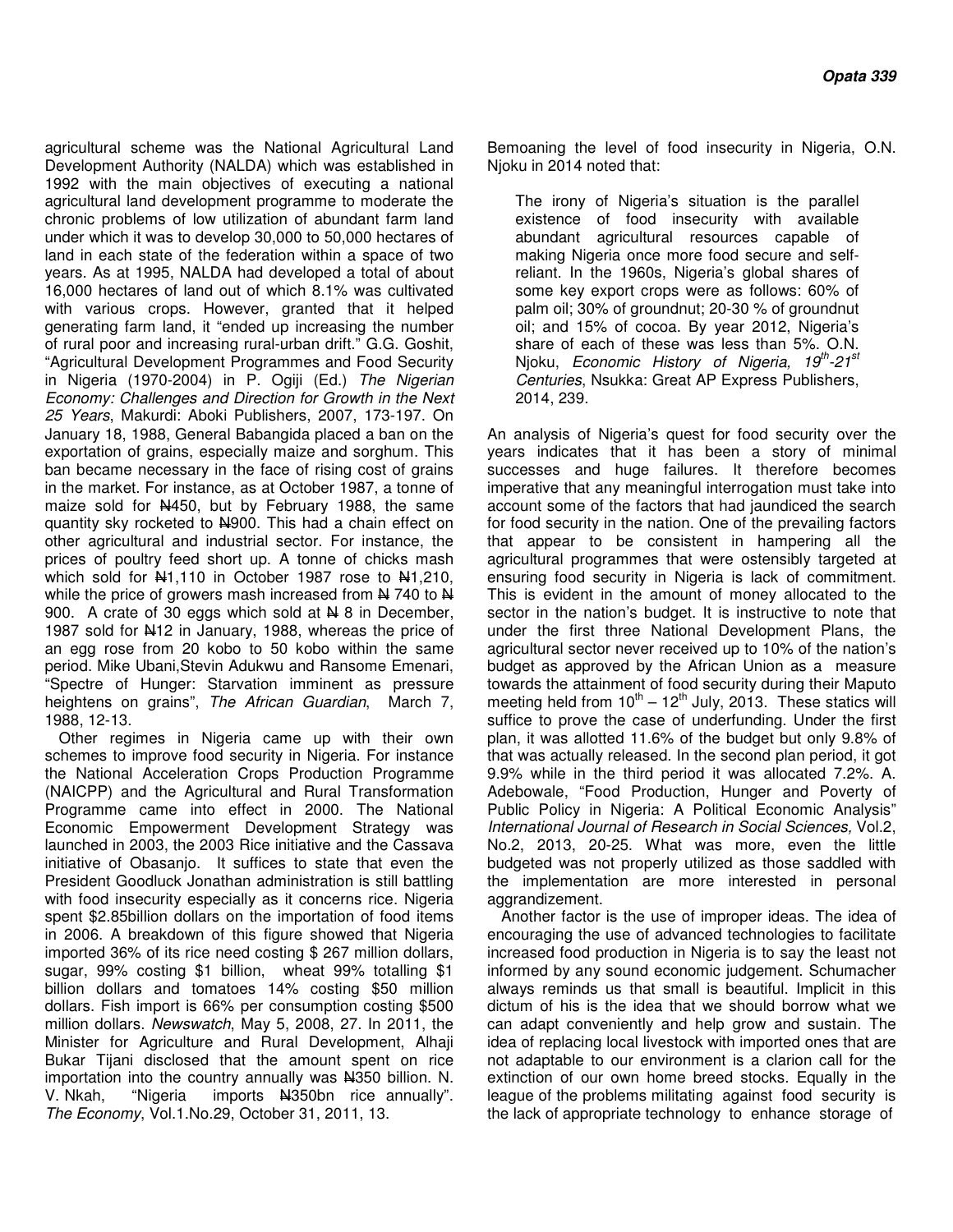agricultural scheme was the National Agricultural Land Development Authority (NALDA) which was established in 1992 with the main objectives of executing a national agricultural land development programme to moderate the chronic problems of low utilization of abundant farm land under which it was to develop 30,000 to 50,000 hectares of land in each state of the federation within a space of two years. As at 1995, NALDA had developed a total of about 16,000 hectares of land out of which 8.1% was cultivated with various crops. However, granted that it helped generating farm land, it "ended up increasing the number of rural poor and increasing rural-urban drift." G.G. Goshit, "Agricultural Development Programmes and Food Security in Nigeria (1970-2004) in P. Ogiji (Ed.) *The Nigerian Economy: Challenges and Direction for Growth in the Next 25 Years*, Makurdi: Aboki Publishers, 2007, 173-197. On January 18, 1988, General Babangida placed a ban on the exportation of grains, especially maize and sorghum. This ban became necessary in the face of rising cost of grains in the market. For instance, as at October 1987, a tonne of maize sold for ₦450, but by February 1988, the same quantity sky rocketed to ₦900. This had a chain effect on other agricultural and industrial sector. For instance, the prices of poultry feed shot up. A tonne of chicks mash which sold for ₦1,110 in October 1987 rose to ₦1,210, while the price of growers mash increased from ₦ 740 to ₦ 900. A crate of 30 eggs which sold at ₦ 8 in December, 1987 sold for ₦12 in January, 1988, whereas the price of an egg rose from 20 kobo to 50 kobo within the same period. Mike Ubani,Stevin Adukwu and Ransome Emenari, "Spectre of Hunger: Starvation imminent as pressure heightens on grains", *The African Guardian*, March 7, 1988, 12-13.

Other regimes in Nigeria came up with their own schemes to improve food security in Nigeria. For instance the National Acceleration Crops Production Programme (NAICPP) and the Agricultural and Rural Transformation Programme came into effect in 2000. The National Economic Empowerment Development Strategy was launched in 2003, the 2003 Rice initiative and the Cassava initiative of Obasanjo. It suffices to state that even the President Goodluck Jonathan administration is still battling with food insecurity especially as it concerns rice. Nigeria spent $2.85billion dollars on the importation of food items in 2006. A breakdown of this figure showed that Nigeria imported 36% of its rice need costing $ 267 million dollars, sugar, 99% costing $1 billion, wheat 99% totalling $1 billion dollars and tomatoes 14% costing $50 million dollars. Fish import is 66% per consumption costing $500 million dollars. *Newswatch*, May 5, 2008, 27. In 2011, the Minister for Agriculture and Rural Development, Alhaji Bukar Tijani disclosed that the amount spent on rice importation into the country annually was ₦350 billion. N. V. Nkah, "Nigeria imports ₦350bn rice annually". *The Economy*, Vol.1.No.29, October 31, 2011, 13.

Bemoaning the level of food insecurity in Nigeria, O.N. Njoku in 2014 noted that:

> The irony of Nigeria's situation is the parallel existence of food insecurity with available abundant agricultural resources capable of making Nigeria once more food secure and self-reliant. In the 1960s, Nigeria's global shares of some key export crops were as follows: 60% of palm oil; 30% of groundnut; 20-30 % of groundnut oil; and 15% of cocoa. By year 2012, Nigeria's share of each of these was less than 5%. O.N. Njoku, *Economic History of Nigeria, 19th-21st Centuries*, Nsukka: Great AP Express Publishers, 2014, 239.

An analysis of Nigeria's quest for food security over the years indicates that it has been a story of minimal successes and huge failures. It therefore becomes imperative that any meaningful interrogation must take into account some of the factors that had jaundiced the search for food security in the nation. One of the prevailing factors that appear to be consistent in hampering all the agricultural programmes that were ostensibly targeted at ensuring food security in Nigeria is lack of commitment. This is evident in the amount of money allocated to the sector in the nation's budget. It is instructive to note that under the first three National Development Plans, the agricultural sector never received up to 10% of the nation's budget as approved by the African Union as a measure towards the attainment of food security during their Maputo meeting held from 10th – 12th July, 2013. These statics will suffice to prove the case of underfunding. Under the first plan, it was allotted 11.6% of the budget but only 9.8% of that was actually released. In the second plan period, it got 9.9% while in the third period it was allocated 7.2%. A. Adebowale, "Food Production, Hunger and Poverty of Public Policy in Nigeria: A Political Economic Analysis" *International Journal of Research in Social Sciences,* Vol.2, No.2, 2013, 20-25. What was more, even the little budgeted was not properly utilized as those saddled with the implementation are more interested in personal aggrandizement.

Another factor is the use of improper ideas. The idea of encouraging the use of advanced technologies to facilitate increased food production in Nigeria is to say the least not informed by any sound economic judgement. Schumacher always reminds us that small is beautiful. Implicit in this dictum of his is the idea that we should borrow what we can adapt conveniently and help grow and sustain. The idea of replacing local livestock with imported ones that are not adaptable to our environment is a clarion call for the extinction of our own home breed stocks. Equally in the league of the problems militating against food security is the lack of appropriate technology to enhance storage of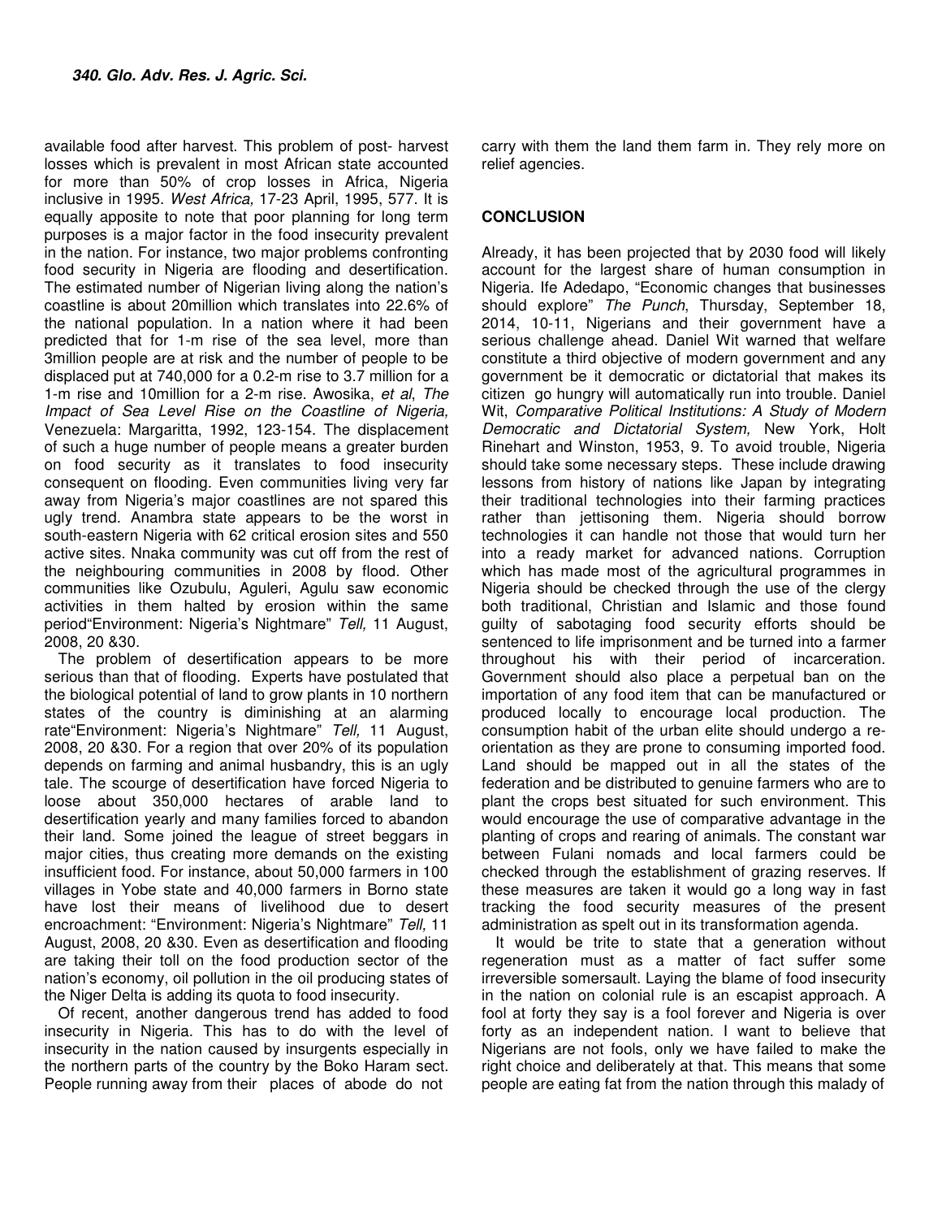available food after harvest. This problem of post- harvest losses which is prevalent in most African state accounted for more than 50% of crop losses in Africa, Nigeria inclusive in 1995. *West Africa,* 17-23 April, 1995, 577. It is equally apposite to note that poor planning for long term purposes is a major factor in the food insecurity prevalent in the nation. For instance, two major problems confronting food security in Nigeria are flooding and desertification. The estimated number of Nigerian living along the nation's coastline is about 20million which translates into 22.6% of the national population. In a nation where it had been predicted that for 1-m rise of the sea level, more than 3million people are at risk and the number of people to be displaced put at 740,000 for a 0.2-m rise to 3.7 million for a 1-m rise and 10million for a 2-m rise. Awosika, *et al*, *The Impact of Sea Level Rise on the Coastline of Nigeria,* Venezuela: Margaritta, 1992, 123-154. The displacement of such a huge number of people means a greater burden on food security as it translates to food insecurity consequent on flooding. Even communities living very far away from Nigeria's major coastlines are not spared this ugly trend. Anambra state appears to be the worst in south-eastern Nigeria with 62 critical erosion sites and 550 active sites. Nnaka community was cut off from the rest of the neighbouring communities in 2008 by flood. Other communities like Ozubulu, Aguleri, Agulu saw economic activities in them halted by erosion within the same period"Environment: Nigeria's Nightmare" *Tell,* 11 August, 2008, 20 &30.

The problem of desertification appears to be more serious than that of flooding. Experts have postulated that the biological potential of land to grow plants in 10 northern states of the country is diminishing at an alarming rate"Environment: Nigeria's Nightmare" *Tell,* 11 August, 2008, 20 &30. For a region that over 20% of its population depends on farming and animal husbandry, this is an ugly tale. The scourge of desertification have forced Nigeria to loose about 350,000 hectares of arable land to desertification yearly and many families forced to abandon their land. Some joined the league of street beggars in major cities, thus creating more demands on the existing insufficient food. For instance, about 50,000 farmers in 100 villages in Yobe state and 40,000 farmers in Borno state have lost their means of livelihood due to desert encroachment: "Environment: Nigeria's Nightmare" *Tell,* 11 August, 2008, 20 &30. Even as desertification and flooding are taking their toll on the food production sector of the nation's economy, oil pollution in the oil producing states of the Niger Delta is adding its quota to food insecurity.

Of recent, another dangerous trend has added to food insecurity in Nigeria. This has to do with the level of insecurity in the nation caused by insurgents especially in the northern parts of the country by the Boko Haram sect. People running away from their places of abode do not carry with them the land them farm in. They rely more on relief agencies.

## CONCLUSION

Already, it has been projected that by 2030 food will likely account for the largest share of human consumption in Nigeria. Ife Adedapo, "Economic changes that businesses should explore" *The Punch*, Thursday, September 18, 2014, 10-11, Nigerians and their government have a serious challenge ahead. Daniel Wit warned that welfare constitute a third objective of modern government and any government be it democratic or dictatorial that makes its citizen go hungry will automatically run into trouble. Daniel Wit, *Comparative Political Institutions: A Study of Modern Democratic and Dictatorial System,* New York, Holt Rinehart and Winston, 1953, 9. To avoid trouble, Nigeria should take some necessary steps. These include drawing lessons from history of nations like Japan by integrating their traditional technologies into their farming practices rather than jettisoning them. Nigeria should borrow technologies it can handle not those that would turn her into a ready market for advanced nations. Corruption which has made most of the agricultural programmes in Nigeria should be checked through the use of the clergy both traditional, Christian and Islamic and those found guilty of sabotaging food security efforts should be sentenced to life imprisonment and be turned into a farmer throughout his with their period of incarceration. Government should also place a perpetual ban on the importation of any food item that can be manufactured or produced locally to encourage local production. The consumption habit of the urban elite should undergo a re-orientation as they are prone to consuming imported food. Land should be mapped out in all the states of the federation and be distributed to genuine farmers who are to plant the crops best situated for such environment. This would encourage the use of comparative advantage in the planting of crops and rearing of animals. The constant war between Fulani nomads and local farmers could be checked through the establishment of grazing reserves. If these measures are taken it would go a long way in fast tracking the food security measures of the present administration as spelt out in its transformation agenda.

It would be trite to state that a generation without regeneration must as a matter of fact suffer some irreversible somersault. Laying the blame of food insecurity in the nation on colonial rule is an escapist approach. A fool at forty they say is a fool forever and Nigeria is over forty as an independent nation. I want to believe that Nigerians are not fools, only we have failed to make the right choice and deliberately at that. This means that some people are eating fat from the nation through this malady of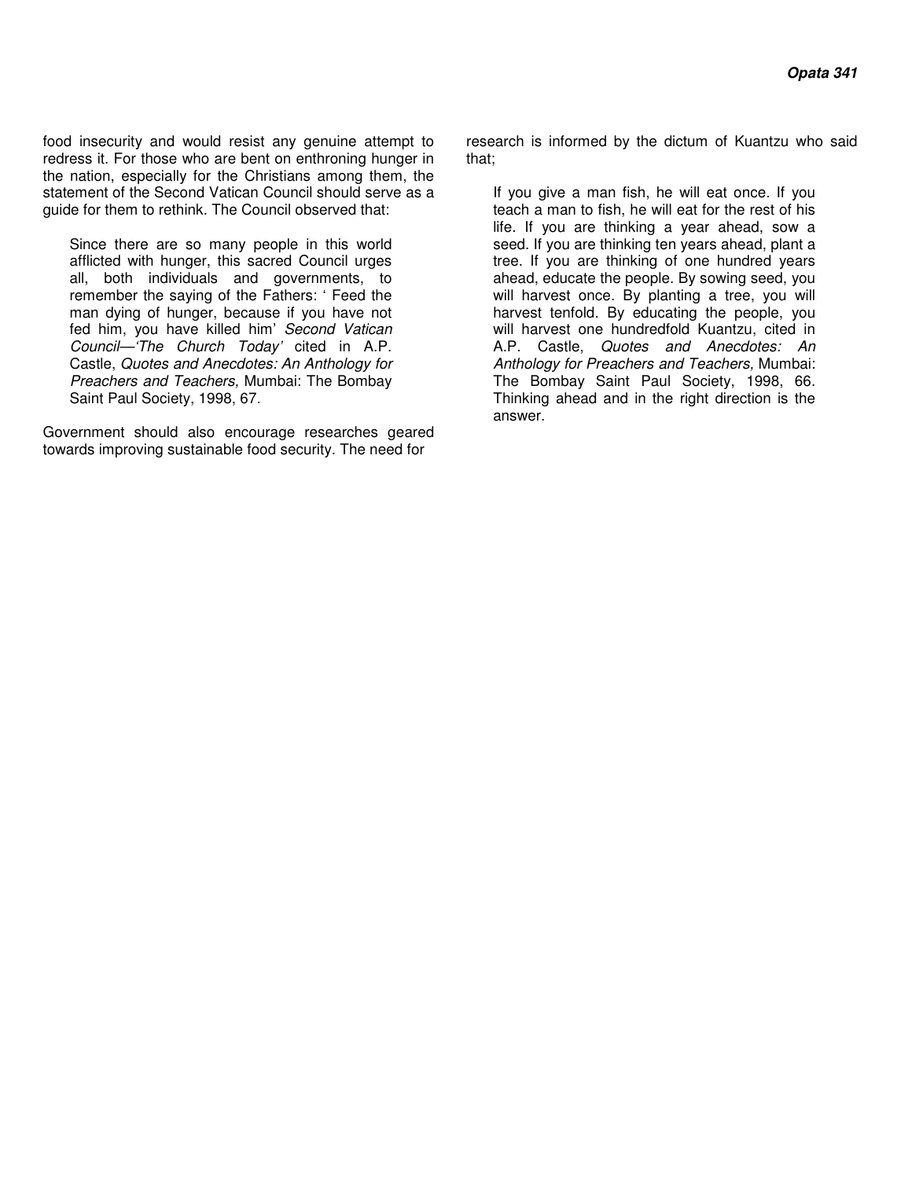food insecurity and would resist any genuine attempt to redress it. For those who are bent on enthroning hunger in the nation, especially for the Christians among them, the statement of the Second Vatican Council should serve as a guide for them to rethink. The Council observed that:

> Since there are so many people in this world afflicted with hunger, this sacred Council urges all, both individuals and governments, to remember the saying of the Fathers: ' Feed the man dying of hunger, because if you have not fed him, you have killed him' *Second Vatican Council—'The Church Today'* cited in A.P. Castle, *Quotes and Anecdotes: An Anthology for Preachers and Teachers,* Mumbai: The Bombay Saint Paul Society, 1998, 67.

Government should also encourage researches geared towards improving sustainable food security. The need for research is informed by the dictum of Kuantzu who said that;

> If you give a man fish, he will eat once. If you teach a man to fish, he will eat for the rest of his life. If you are thinking a year ahead, sow a seed. If you are thinking ten years ahead, plant a tree. If you are thinking of one hundred years ahead, educate the people. By sowing seed, you will harvest once. By planting a tree, you will harvest tenfold. By educating the people, you will harvest one hundredfold Kuantzu, cited in A.P. Castle, *Quotes and Anecdotes: An Anthology for Preachers and Teachers,* Mumbai: The Bombay Saint Paul Society, 1998, 66. Thinking ahead and in the right direction is the answer.